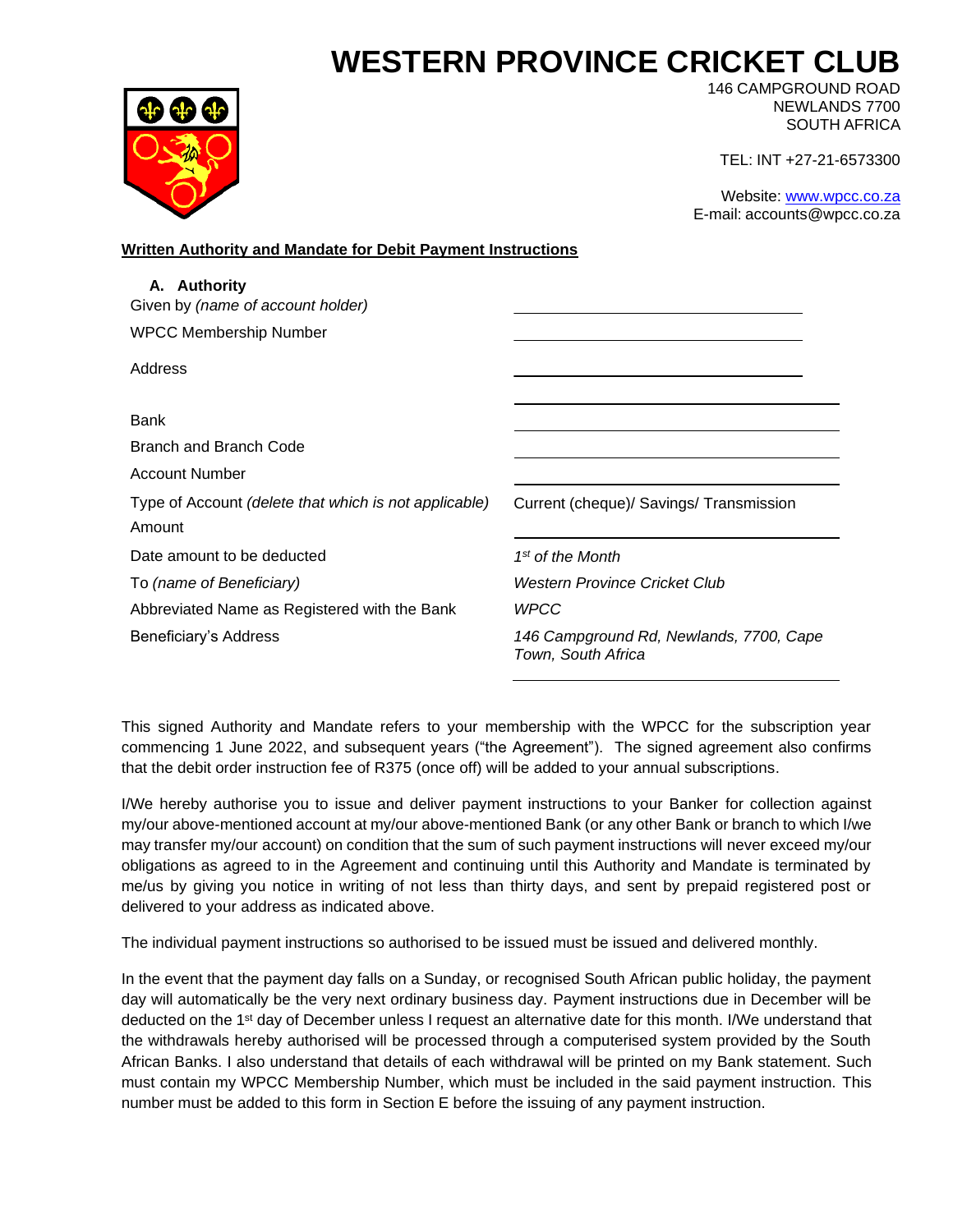# WESTERN PROVINCE CRICKET CLUB

146 CAMPGROUND ROAD
NEWLANDS 7700
SOUTH AFRICA

TEL: INT +27-21-6573300

Website: www.wpcc.co.za
E-mail: accounts@wpcc.co.za

**Written Authority and Mandate for Debit Payment Instructions**

**A. Authority**

| | |
|---|---|
| Given by *(name of account holder)* | ______________________ |
| WPCC Membership Number | ______________________ |
| Address | ______________________ |
| | ______________________ |
| Bank | ______________________ |
| Branch and Branch Code | ______________________ |
| Account Number | ______________________ |
| Type of Account *(delete that which is not applicable)* | Current (cheque)/ Savings/ Transmission |
| Amount | ______________________ |
| Date amount to be deducted | *1st of the Month* |
| To *(name of Beneficiary)* | *Western Province Cricket Club* |
| Abbreviated Name as Registered with the Bank | *WPCC* |
| Beneficiary's Address | *146 Campground Rd, Newlands, 7700, Cape Town, South Africa* |

This signed Authority and Mandate refers to your membership with the WPCC for the subscription year commencing 1 June 2022, and subsequent years ("the Agreement"). The signed agreement also confirms that the debit order instruction fee of R375 (once off) will be added to your annual subscriptions.

I/We hereby authorise you to issue and deliver payment instructions to your Banker for collection against my/our above-mentioned account at my/our above-mentioned Bank (or any other Bank or branch to which I/we may transfer my/our account) on condition that the sum of such payment instructions will never exceed my/our obligations as agreed to in the Agreement and continuing until this Authority and Mandate is terminated by me/us by giving you notice in writing of not less than thirty days, and sent by prepaid registered post or delivered to your address as indicated above.

The individual payment instructions so authorised to be issued must be issued and delivered monthly.

In the event that the payment day falls on a Sunday, or recognised South African public holiday, the payment day will automatically be the very next ordinary business day. Payment instructions due in December will be deducted on the 1st day of December unless I request an alternative date for this month. I/We understand that the withdrawals hereby authorised will be processed through a computerised system provided by the South African Banks. I also understand that details of each withdrawal will be printed on my Bank statement. Such must contain my WPCC Membership Number, which must be included in the said payment instruction. This number must be added to this form in Section E before the issuing of any payment instruction.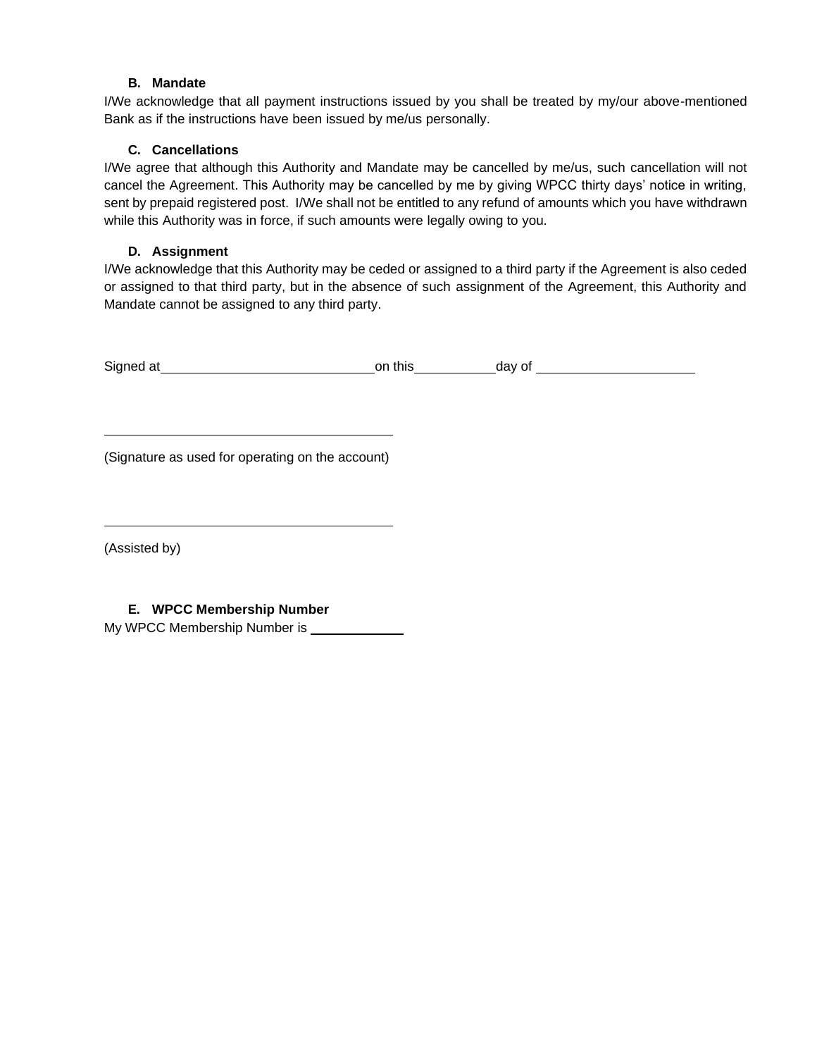### B. Mandate

I/We acknowledge that all payment instructions issued by you shall be treated by my/our above-mentioned Bank as if the instructions have been issued by me/us personally.

### C. Cancellations

I/We agree that although this Authority and Mandate may be cancelled by me/us, such cancellation will not cancel the Agreement. This Authority may be cancelled by me by giving WPCC thirty days' notice in writing, sent by prepaid registered post. I/We shall not be entitled to any refund of amounts which you have withdrawn while this Authority was in force, if such amounts were legally owing to you.

### D. Assignment

I/We acknowledge that this Authority may be ceded or assigned to a third party if the Agreement is also ceded or assigned to that third party, but in the absence of such assignment of the Agreement, this Authority and Mandate cannot be assigned to any third party.

Signed at ______________________________ on this ___________ day of ______________________

________________________________________

(Signature as used for operating on the account)

________________________________________

(Assisted by)

### E. WPCC Membership Number

My WPCC Membership Number is _____________